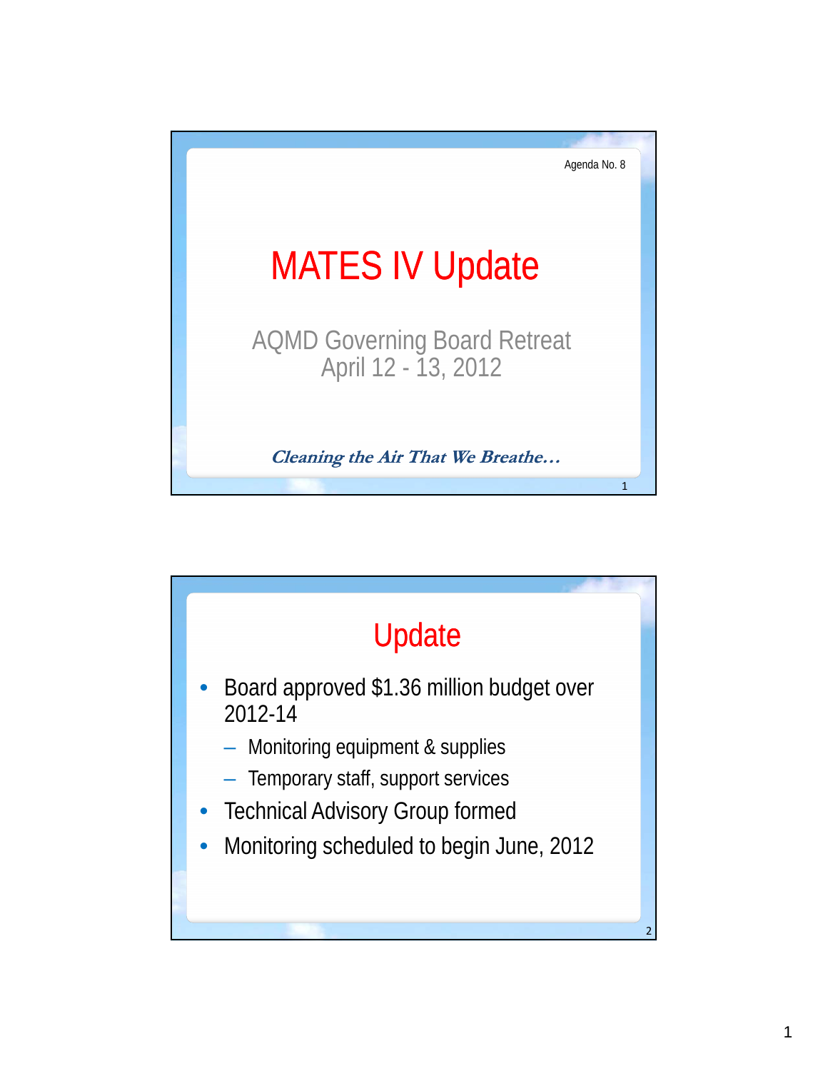Agenda No. 8

# MATES IV Update

AQMD Governing Board Retreat
April 12 - 13, 2012

***Cleaning the Air That We Breathe…***

## Update

- Board approved $1.36 million budget over 2012-14
  - Monitoring equipment & supplies
  - Temporary staff, support services
- Technical Advisory Group formed
- Monitoring scheduled to begin June, 2012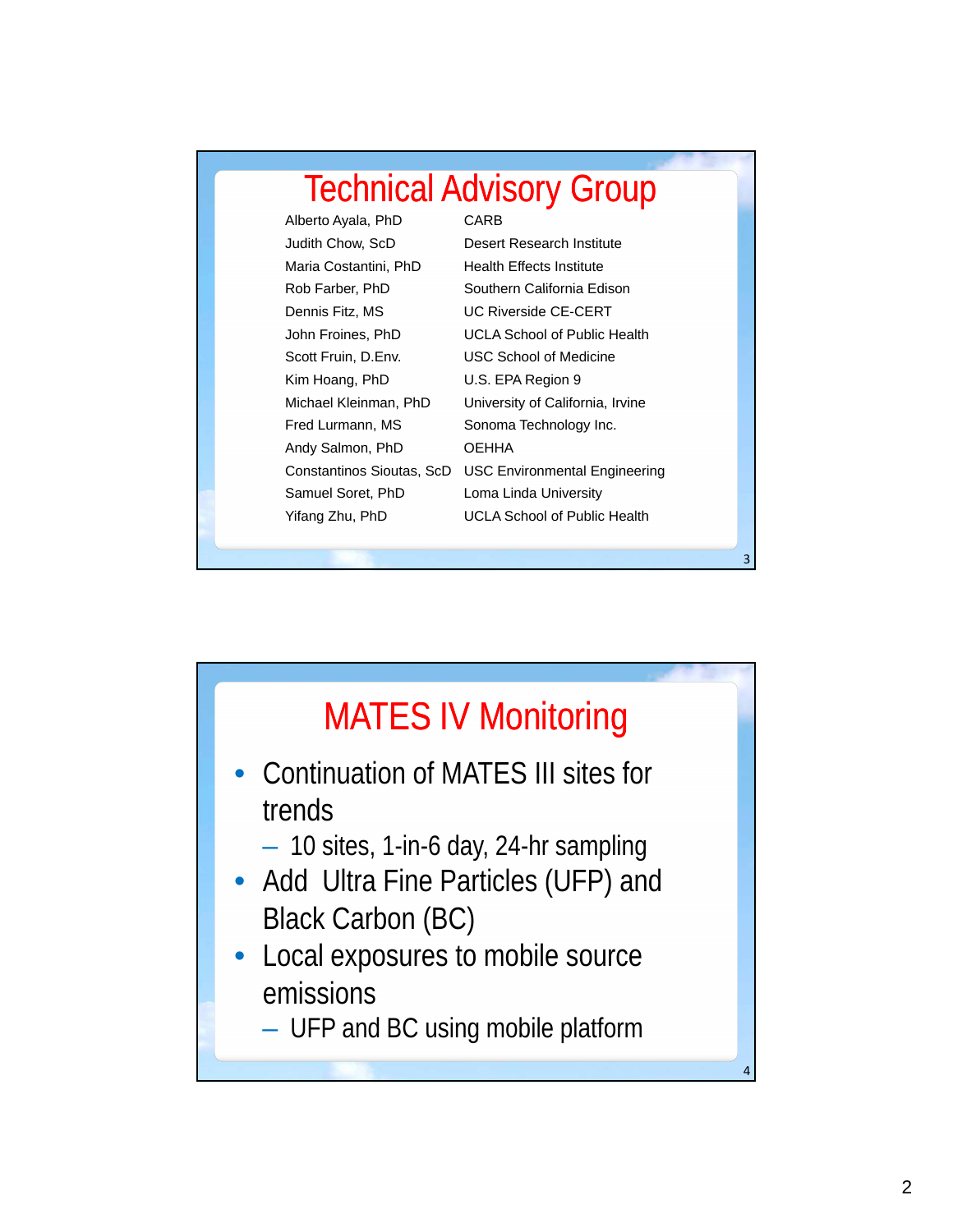# Technical Advisory Group

| Name | Affiliation |
| --- | --- |
| Alberto Ayala, PhD | CARB |
| Judith Chow, ScD | Desert Research Institute |
| Maria Costantini, PhD | Health Effects Institute |
| Rob Farber, PhD | Southern California Edison |
| Dennis Fitz, MS | UC Riverside CE-CERT |
| John Froines, PhD | UCLA School of Public Health |
| Scott Fruin, D.Env. | USC School of Medicine |
| Kim Hoang, PhD | U.S. EPA Region 9 |
| Michael Kleinman, PhD | University of California, Irvine |
| Fred Lurmann, MS | Sonoma Technology Inc. |
| Andy Salmon, PhD | OEHHA |
| Constantinos Sioutas, ScD | USC Environmental Engineering |
| Samuel Soret, PhD | Loma Linda University |
| Yifang Zhu, PhD | UCLA School of Public Health |

# MATES IV Monitoring

- Continuation of MATES III sites for trends
  - 10 sites, 1-in-6 day, 24-hr sampling
- Add Ultra Fine Particles (UFP) and Black Carbon (BC)
- Local exposures to mobile source emissions
  - UFP and BC using mobile platform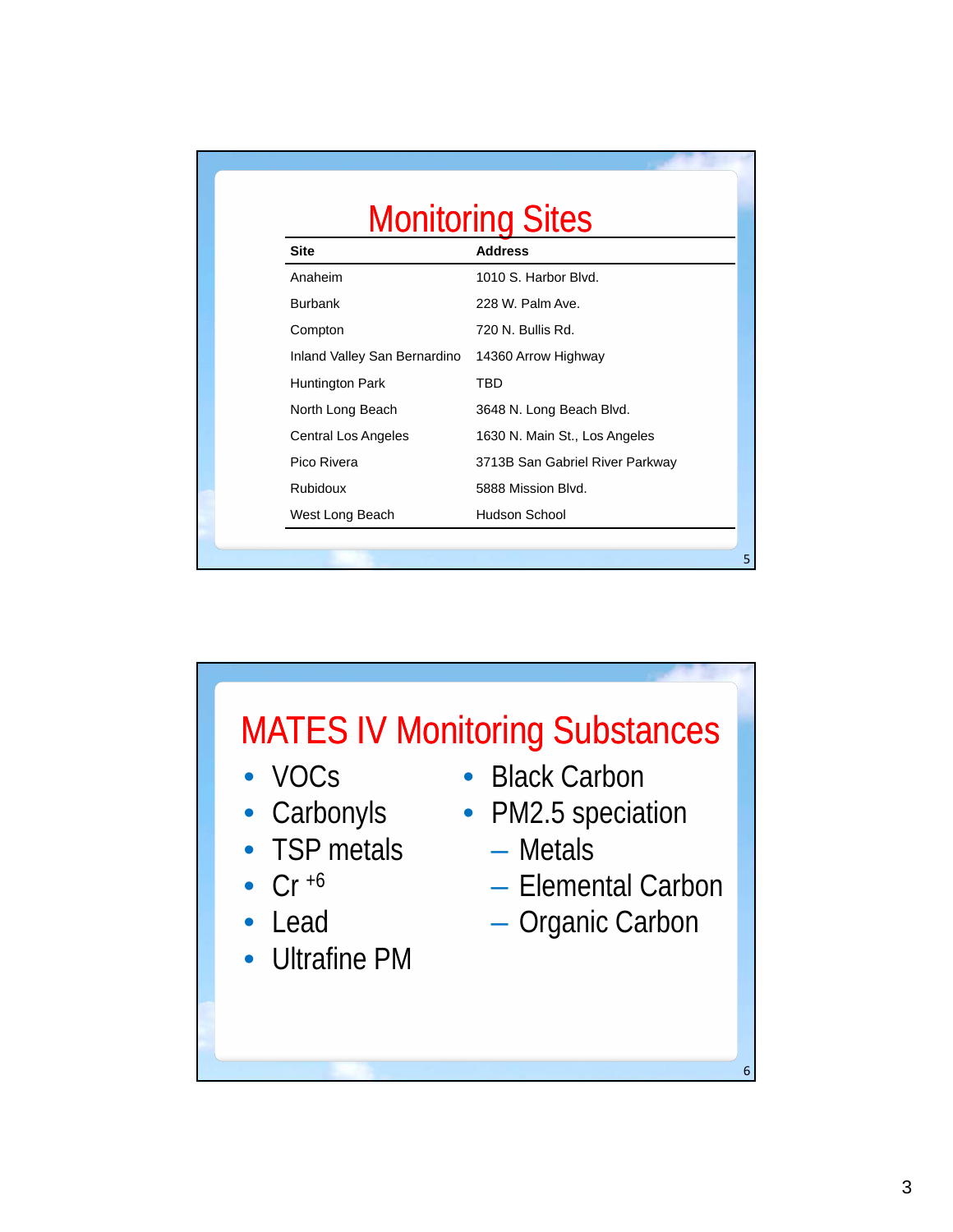# Monitoring Sites

| Site | Address |
|---|---|
| Anaheim | 1010 S. Harbor Blvd. |
| Burbank | 228 W. Palm Ave. |
| Compton | 720 N. Bullis Rd. |
| Inland Valley San Bernardino | 14360 Arrow Highway |
| Huntington Park | TBD |
| North Long Beach | 3648 N. Long Beach Blvd. |
| Central Los Angeles | 1630 N. Main St., Los Angeles |
| Pico Rivera | 3713B San Gabriel River Parkway |
| Rubidoux | 5888 Mission Blvd. |
| West Long Beach | Hudson School |

# MATES IV Monitoring Substances

- VOCs
- Carbonyls
- TSP metals
- $Cr^{+6}$
- Lead
- Ultrafine PM
- Black Carbon
- PM2.5 speciation
  - Metals
  - Elemental Carbon
  - Organic Carbon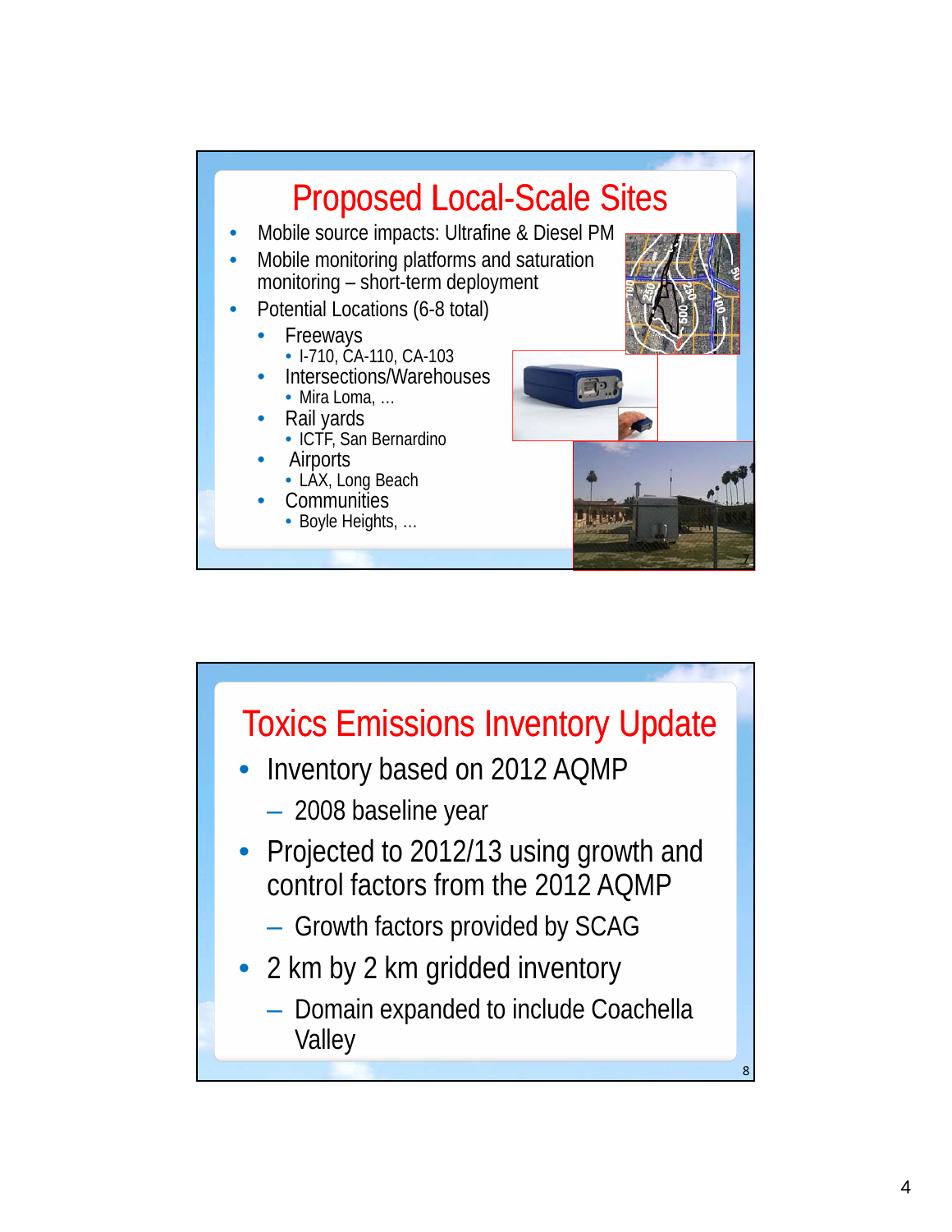## Proposed Local-Scale Sites

- Mobile source impacts: Ultrafine & Diesel PM
- Mobile monitoring platforms and saturation monitoring – short-term deployment
- Potential Locations (6-8 total)
  - Freeways
    - I-710, CA-110, CA-103
  - Intersections/Warehouses
    - Mira Loma, …
  - Rail yards
    - ICTF, San Bernardino
  - Airports
    - LAX, Long Beach
  - Communities
    - Boyle Heights, …

## Toxics Emissions Inventory Update

- Inventory based on 2012 AQMP
  - 2008 baseline year
- Projected to 2012/13 using growth and control factors from the 2012 AQMP
  - Growth factors provided by SCAG
- 2 km by 2 km gridded inventory
  - Domain expanded to include Coachella Valley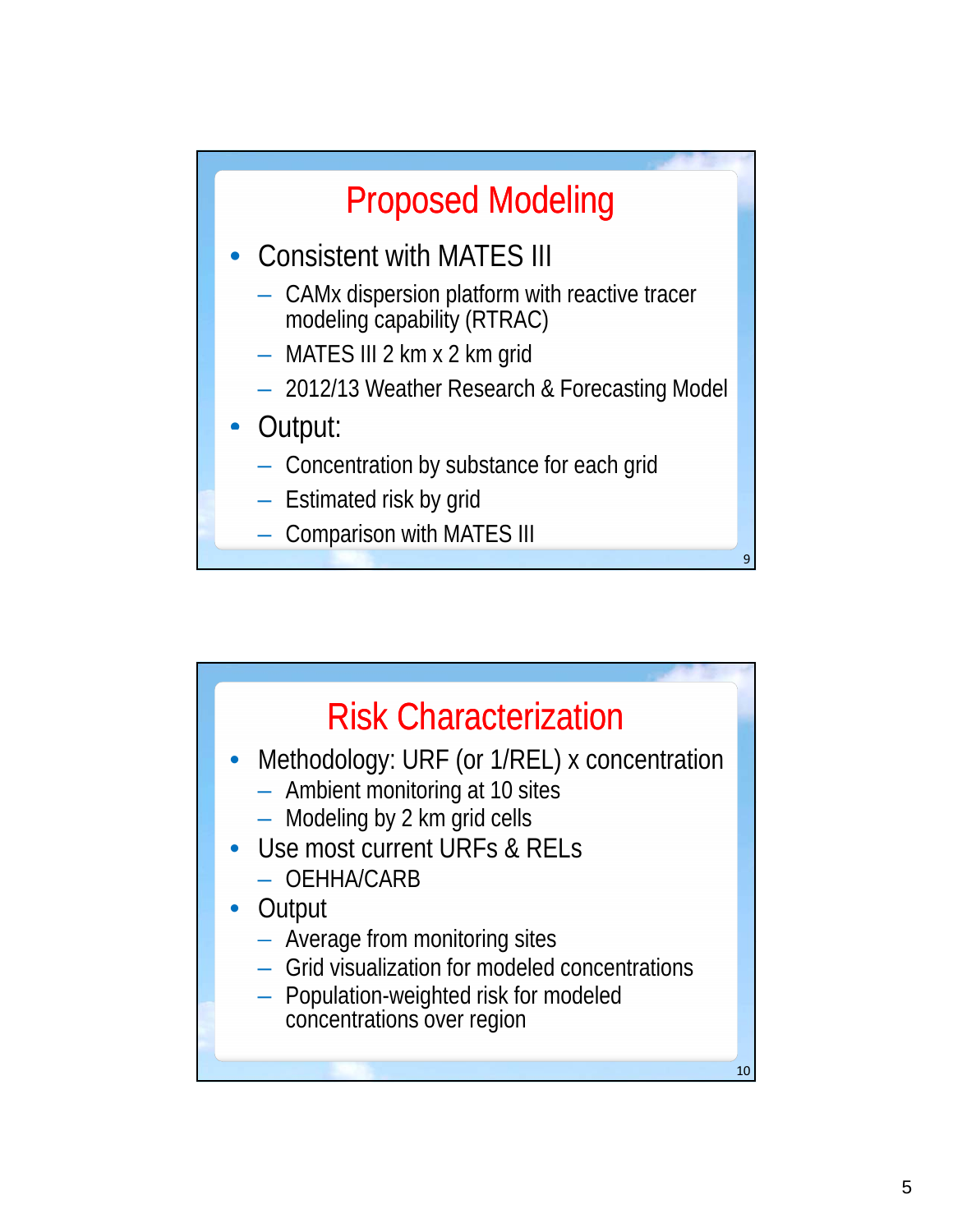## Proposed Modeling

- Consistent with MATES III
  - CAMx dispersion platform with reactive tracer modeling capability (RTRAC)
  - MATES III 2 km x 2 km grid
  - 2012/13 Weather Research & Forecasting Model
- Output:
  - Concentration by substance for each grid
  - Estimated risk by grid
  - Comparison with MATES III

## Risk Characterization

- Methodology: URF (or 1/REL) x concentration
  - Ambient monitoring at 10 sites
  - Modeling by 2 km grid cells
- Use most current URFs & RELs
  - OEHHA/CARB
- Output
  - Average from monitoring sites
  - Grid visualization for modeled concentrations
  - Population-weighted risk for modeled concentrations over region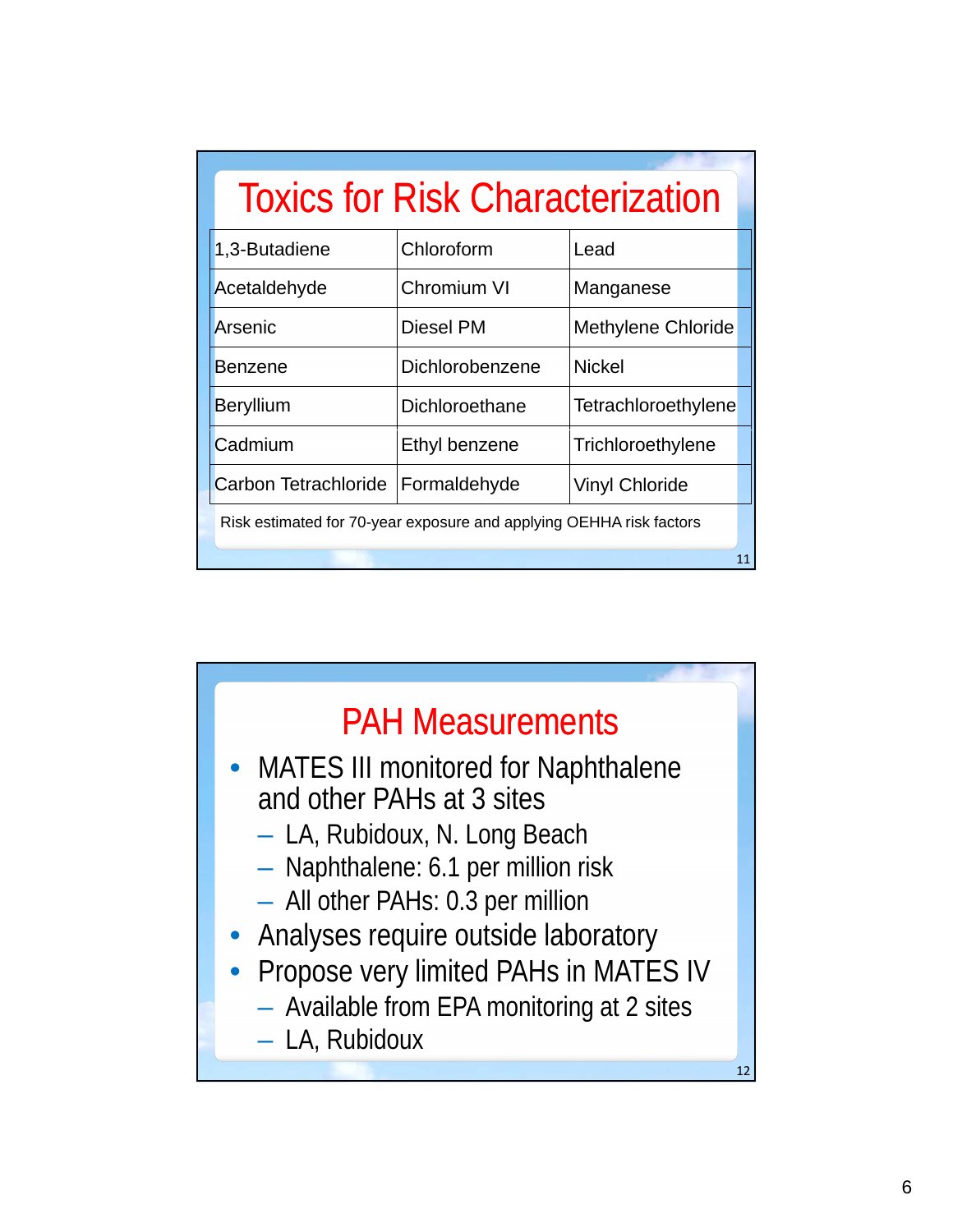## Toxics for Risk Characterization

| | | |
|---|---|---|
| 1,3-Butadiene | Chloroform | Lead |
| Acetaldehyde | Chromium VI | Manganese |
| Arsenic | Diesel PM | Methylene Chloride |
| Benzene | Dichlorobenzene | Nickel |
| Beryllium | Dichloroethane | Tetrachloroethylene |
| Cadmium | Ethyl benzene | Trichloroethylene |
| Carbon Tetrachloride | Formaldehyde | Vinyl Chloride |

Risk estimated for 70-year exposure and applying OEHHA risk factors

## PAH Measurements

- MATES III monitored for Naphthalene and other PAHs at 3 sites
  - LA, Rubidoux, N. Long Beach
  - Naphthalene: 6.1 per million risk
  - All other PAHs: 0.3 per million
- Analyses require outside laboratory
- Propose very limited PAHs in MATES IV
  - Available from EPA monitoring at 2 sites
  - LA, Rubidoux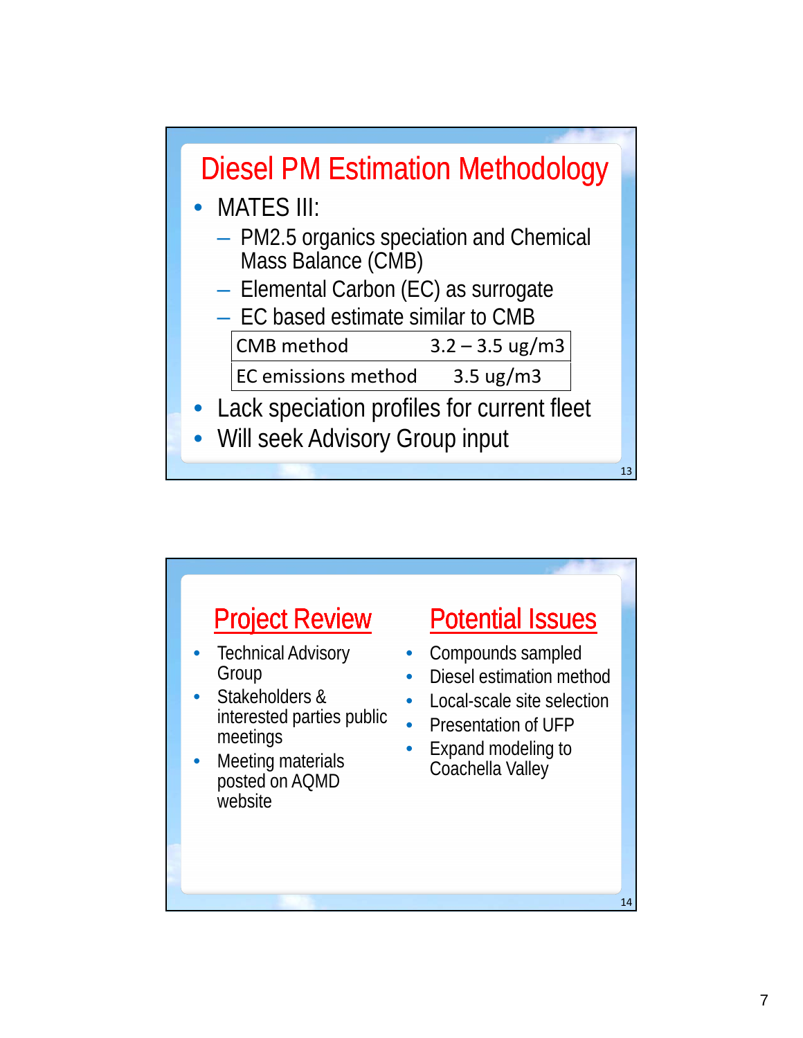## Diesel PM Estimation Methodology

- MATES III:
  - PM2.5 organics speciation and Chemical Mass Balance (CMB)
  - Elemental Carbon (EC) as surrogate
  - EC based estimate similar to CMB

| CMB method | 3.2 – 3.5 ug/m3 |
|---|---|
| EC emissions method | 3.5 ug/m3 |

- Lack speciation profiles for current fleet
- Will seek Advisory Group input

## Project Review

- Technical Advisory Group
- Stakeholders & interested parties public meetings
- Meeting materials posted on AQMD website

## Potential Issues

- Compounds sampled
- Diesel estimation method
- Local-scale site selection
- Presentation of UFP
- Expand modeling to Coachella Valley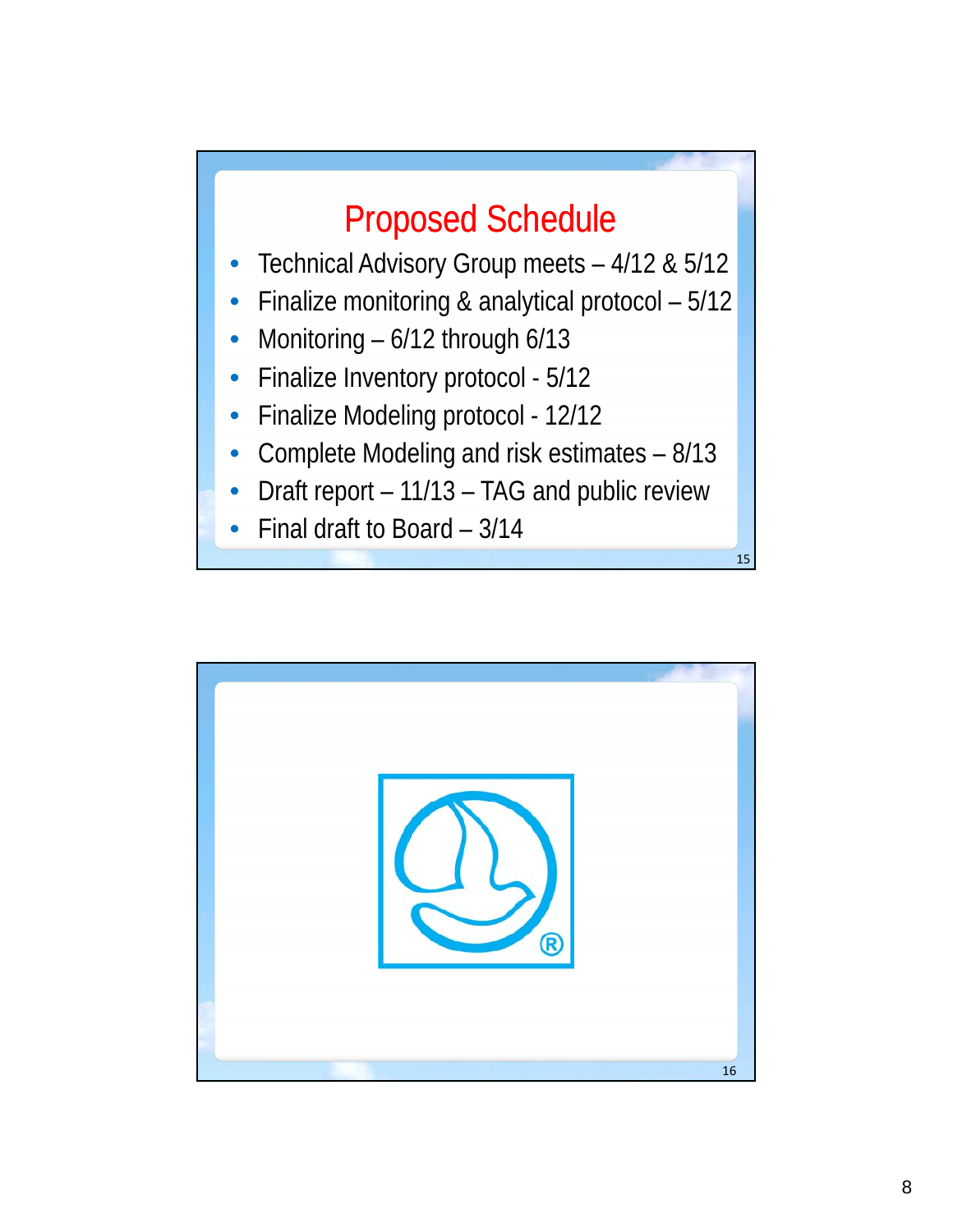## Proposed Schedule

- Technical Advisory Group meets – 4/12 & 5/12
- Finalize monitoring & analytical protocol – 5/12
- Monitoring – 6/12 through 6/13
- Finalize Inventory protocol - 5/12
- Finalize Modeling protocol - 12/12
- Complete Modeling and risk estimates – 8/13
- Draft report – 11/13 – TAG and public review
- Final draft to Board – 3/14